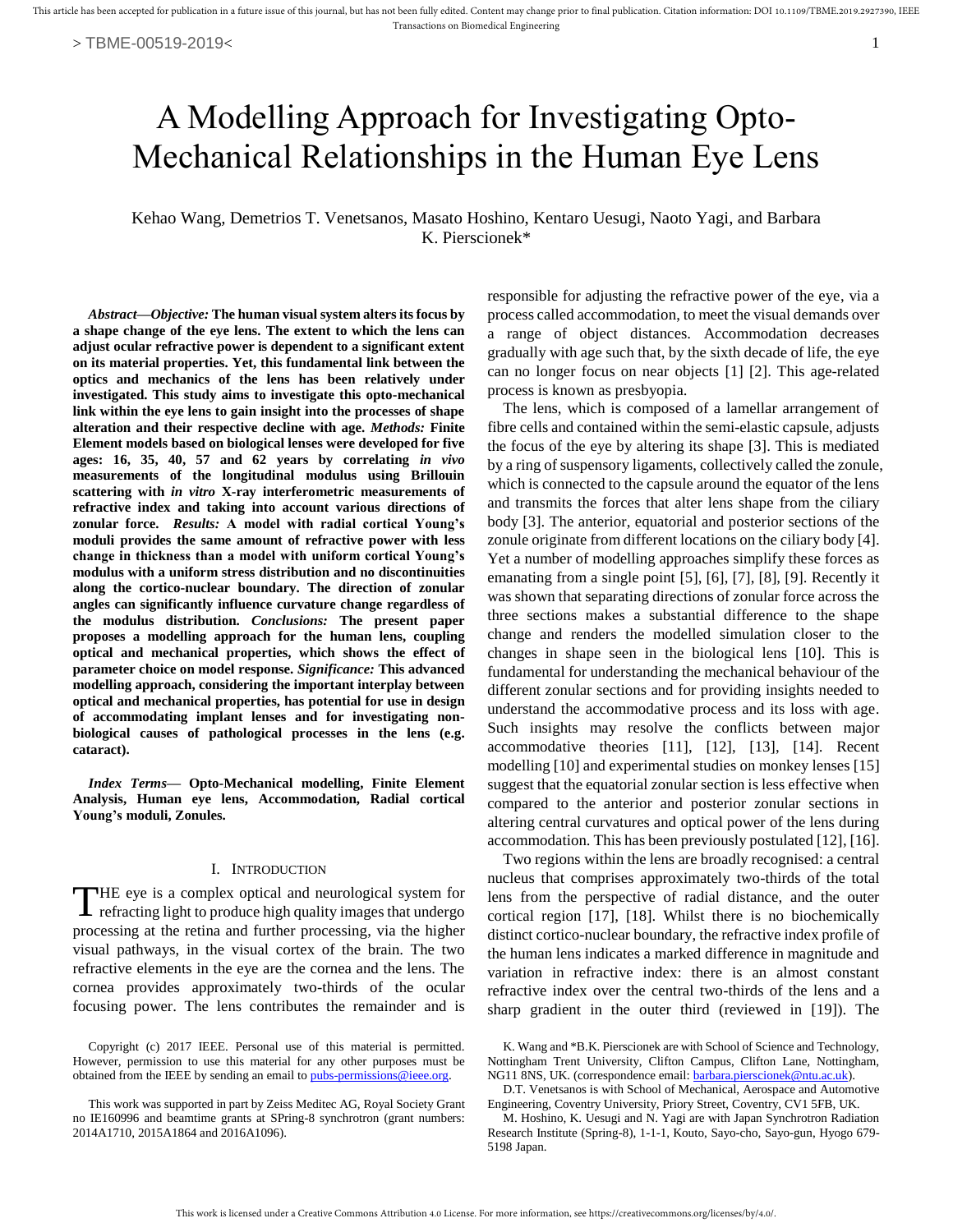# A Modelling Approach for Investigating Opto-Mechanical Relationships in the Human Eye Lens

Kehao Wang, Demetrios T. Venetsanos, Masato Hoshino, Kentaro Uesugi, Naoto Yagi, and Barbara K. Pierscionek*

***Abstract*—*Objective:* The human visual system alters its focus by a shape change of the eye lens. The extent to which the lens can adjust ocular refractive power is dependent to a significant extent on its material properties. Yet, this fundamental link between the optics and mechanics of the lens has been relatively under investigated. This study aims to investigate this opto-mechanical link within the eye lens to gain insight into the processes of shape alteration and their respective decline with age. *Methods:* Finite Element models based on biological lenses were developed for five ages: 16, 35, 40, 57 and 62 years by correlating *in vivo* measurements of the longitudinal modulus using Brillouin scattering with *in vitro* X-ray interferometric measurements of refractive index and taking into account various directions of zonular force. *Results:* A model with radial cortical Young's moduli provides the same amount of refractive power with less change in thickness than a model with uniform cortical Young's modulus with a uniform stress distribution and no discontinuities along the cortico-nuclear boundary. The direction of zonular angles can significantly influence curvature change regardless of the modulus distribution. *Conclusions:* The present paper proposes a modelling approach for the human lens, coupling optical and mechanical properties, which shows the effect of parameter choice on model response. *Significance:* This advanced modelling approach, considering the important interplay between optical and mechanical properties, has potential for use in design of accommodating implant lenses and for investigating non-biological causes of pathological processes in the lens (e.g. cataract).**

***Index Terms*— Opto-Mechanical modelling, Finite Element Analysis, Human eye lens, Accommodation, Radial cortical Young's moduli, Zonules.**

## I. Introduction

The eye is a complex optical and neurological system for refracting light to produce high quality images that undergo processing at the retina and further processing, via the higher visual pathways, in the visual cortex of the brain. The two refractive elements in the eye are the cornea and the lens. The cornea provides approximately two-thirds of the ocular focusing power. The lens contributes the remainder and is responsible for adjusting the refractive power of the eye, via a process called accommodation, to meet the visual demands over a range of object distances. Accommodation decreases gradually with age such that, by the sixth decade of life, the eye can no longer focus on near objects [1] [2]. This age-related process is known as presbyopia.

The lens, which is composed of a lamellar arrangement of fibre cells and contained within the semi-elastic capsule, adjusts the focus of the eye by altering its shape [3]. This is mediated by a ring of suspensory ligaments, collectively called the zonule, which is connected to the capsule around the equator of the lens and transmits the forces that alter lens shape from the ciliary body [3]. The anterior, equatorial and posterior sections of the zonule originate from different locations on the ciliary body [4]. Yet a number of modelling approaches simplify these forces as emanating from a single point [5], [6], [7], [8], [9]. Recently it was shown that separating directions of zonular force across the three sections makes a substantial difference to the shape change and renders the modelled simulation closer to the changes in shape seen in the biological lens [10]. This is fundamental for understanding the mechanical behaviour of the different zonular sections and for providing insights needed to understand the accommodative process and its loss with age. Such insights may resolve the conflicts between major accommodative theories [11], [12], [13], [14]. Recent modelling [10] and experimental studies on monkey lenses [15] suggest that the equatorial zonular section is less effective when compared to the anterior and posterior zonular sections in altering central curvatures and optical power of the lens during accommodation. This has been previously postulated [12], [16].

Two regions within the lens are broadly recognised: a central nucleus that comprises approximately two-thirds of the total lens from the perspective of radial distance, and the outer cortical region [17], [18]. Whilst there is no biochemically distinct cortico-nuclear boundary, the refractive index profile of the human lens indicates a marked difference in magnitude and variation in refractive index: there is an almost constant refractive index over the central two-thirds of the lens and a sharp gradient in the outer third (reviewed in [19]). The

Copyright (c) 2017 IEEE. Personal use of this material is permitted. However, permission to use this material for any other purposes must be obtained from the IEEE by sending an email to pubs-permissions@ieee.org.

This work was supported in part by Zeiss Meditec AG, Royal Society Grant no IE160996 and beamtime grants at SPring-8 synchrotron (grant numbers: 2014A1710, 2015A1864 and 2016A1096).

K. Wang and *B.K. Pierscionek are with School of Science and Technology, Nottingham Trent University, Clifton Campus, Clifton Lane, Nottingham, NG11 8NS, UK. (correspondence email: barbara.pierscionek@ntu.ac.uk).

D.T. Venetsanos is with School of Mechanical, Aerospace and Automotive Engineering, Coventry University, Priory Street, Coventry, CV1 5FB, UK.

M. Hoshino, K. Uesugi and N. Yagi are with Japan Synchrotron Radiation Research Institute (Spring-8), 1-1-1, Kouto, Sayo-cho, Sayo-gun, Hyogo 679-5198 Japan.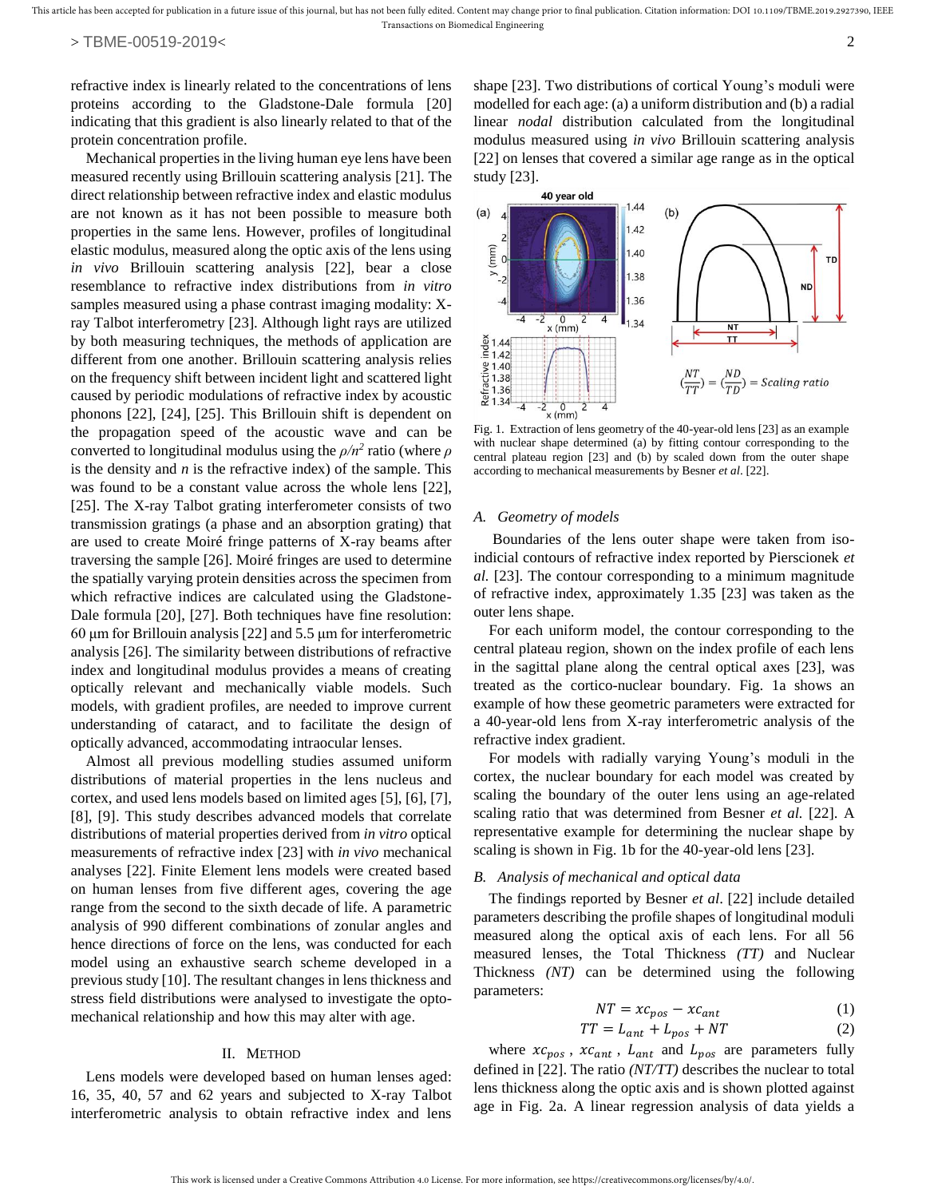refractive index is linearly related to the concentrations of lens proteins according to the Gladstone-Dale formula [20] indicating that this gradient is also linearly related to that of the protein concentration profile.

Mechanical properties in the living human eye lens have been measured recently using Brillouin scattering analysis [21]. The direct relationship between refractive index and elastic modulus are not known as it has not been possible to measure both properties in the same lens. However, profiles of longitudinal elastic modulus, measured along the optic axis of the lens using *in vivo* Brillouin scattering analysis [22], bear a close resemblance to refractive index distributions from *in vitro* samples measured using a phase contrast imaging modality: X-ray Talbot interferometry [23]. Although light rays are utilized by both measuring techniques, the methods of application are different from one another. Brillouin scattering analysis relies on the frequency shift between incident light and scattered light caused by periodic modulations of refractive index by acoustic phonons [22], [24], [25]. This Brillouin shift is dependent on the propagation speed of the acoustic wave and can be converted to longitudinal modulus using the $\rho/n^2$ ratio (where $\rho$ is the density and $n$ is the refractive index) of the sample. This was found to be a constant value across the whole lens [22], [25]. The X-ray Talbot grating interferometer consists of two transmission gratings (a phase and an absorption grating) that are used to create Moiré fringe patterns of X-ray beams after traversing the sample [26]. Moiré fringes are used to determine the spatially varying protein densities across the specimen from which refractive indices are calculated using the Gladstone-Dale formula [20], [27]. Both techniques have fine resolution: 60 μm for Brillouin analysis [22] and 5.5 μm for interferometric analysis [26]. The similarity between distributions of refractive index and longitudinal modulus provides a means of creating optically relevant and mechanically viable models. Such models, with gradient profiles, are needed to improve current understanding of cataract, and to facilitate the design of optically advanced, accommodating intraocular lenses.

Almost all previous modelling studies assumed uniform distributions of material properties in the lens nucleus and cortex, and used lens models based on limited ages [5], [6], [7], [8], [9]. This study describes advanced models that correlate distributions of material properties derived from *in vitro* optical measurements of refractive index [23] with *in vivo* mechanical analyses [22]. Finite Element lens models were created based on human lenses from five different ages, covering the age range from the second to the sixth decade of life. A parametric analysis of 990 different combinations of zonular angles and hence directions of force on the lens, was conducted for each model using an exhaustive search scheme developed in a previous study [10]. The resultant changes in lens thickness and stress field distributions were analysed to investigate the opto-mechanical relationship and how this may alter with age.

## II. Method

Lens models were developed based on human lenses aged: 16, 35, 40, 57 and 62 years and subjected to X-ray Talbot interferometric analysis to obtain refractive index and lens shape [23]. Two distributions of cortical Young's moduli were modelled for each age: (a) a uniform distribution and (b) a radial linear *nodal* distribution calculated from the longitudinal modulus measured using *in vivo* Brillouin scattering analysis [22] on lenses that covered a similar age range as in the optical study [23].

Fig. 1. Extraction of lens geometry of the 40-year-old lens [23] as an example with nuclear shape determined (a) by fitting contour corresponding to the central plateau region [23] and (b) by scaled down from the outer shape according to mechanical measurements by Besner *et al.* [22].

### A. Geometry of models

Boundaries of the lens outer shape were taken from iso-indicial contours of refractive index reported by Pierscionek *et al.* [23]. The contour corresponding to a minimum magnitude of refractive index, approximately 1.35 [23] was taken as the outer lens shape.

For each uniform model, the contour corresponding to the central plateau region, shown on the index profile of each lens in the sagittal plane along the central optical axes [23], was treated as the cortico-nuclear boundary. Fig. 1a shows an example of how these geometric parameters were extracted for a 40-year-old lens from X-ray interferometric analysis of the refractive index gradient.

For models with radially varying Young's moduli in the cortex, the nuclear boundary for each model was created by scaling the boundary of the outer lens using an age-related scaling ratio that was determined from Besner *et al.* [22]. A representative example for determining the nuclear shape by scaling is shown in Fig. 1b for the 40-year-old lens [23].

### B. Analysis of mechanical and optical data

The findings reported by Besner *et al*. [22] include detailed parameters describing the profile shapes of longitudinal moduli measured along the optical axis of each lens. For all 56 measured lenses, the Total Thickness *(TT)* and Nuclear Thickness *(NT)* can be determined using the following parameters:

$$NT = xc_{pos} - xc_{ant} \tag{1}$$

$$TT = L_{ant} + L_{pos} + NT \tag{2}$$

where $xc_{pos}$, $xc_{ant}$, $L_{ant}$ and $L_{pos}$ are parameters fully defined in [22]. The ratio *(NT/TT)* describes the nuclear to total lens thickness along the optic axis and is shown plotted against age in Fig. 2a. A linear regression analysis of data yields a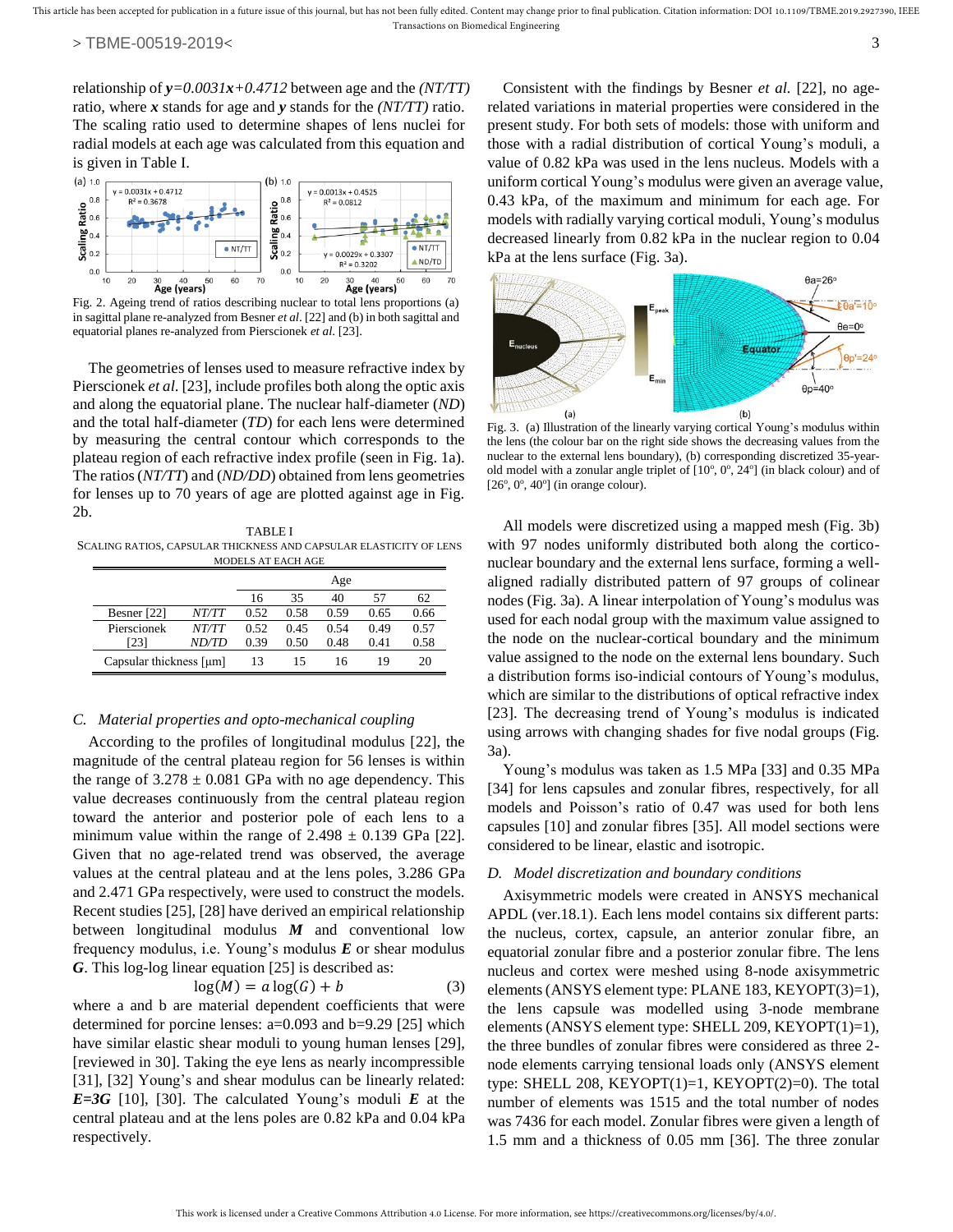relationship of $y=0.0031x+0.4712$ between age and the *(NT/TT)* ratio, where $x$ stands for age and $y$ stands for the *(NT/TT)* ratio. The scaling ratio used to determine shapes of lens nuclei for radial models at each age was calculated from this equation and is given in Table I.

Fig. 2. Ageing trend of ratios describing nuclear to total lens proportions (a) in sagittal plane re-analyzed from Besner *et al*. [22] and (b) in both sagittal and equatorial planes re-analyzed from Pierscionek *et al*. [23].

The geometries of lenses used to measure refractive index by Pierscionek *et al*. [23], include profiles both along the optic axis and along the equatorial plane. The nuclear half-diameter (*ND*) and the total half-diameter (*TD*) for each lens were determined by measuring the central contour which corresponds to the plateau region of each refractive index profile (seen in Fig. 1a). The ratios (*NT/TT*) and (*ND/DD*) obtained from lens geometries for lenses up to 70 years of age are plotted against age in Fig. 2b.

TABLE I
SCALING RATIOS, CAPSULAR THICKNESS AND CAPSULAR ELASTICITY OF LENS MODELS AT EACH AGE

| | | Age | | | | |
|---|---|---|---|---|---|---|
| | | 16 | 35 | 40 | 57 | 62 |
| Besner [22] | *NT/TT* | 0.52 | 0.58 | 0.59 | 0.65 | 0.66 |
| Pierscionek [23] | *NT/TT* | 0.52 | 0.45 | 0.54 | 0.49 | 0.57 |
| | *ND/DD* | 0.39 | 0.50 | 0.48 | 0.41 | 0.58 |
| Capsular thickness [μm] | | 13 | 15 | 16 | 19 | 20 |

### C. Material properties and opto-mechanical coupling

According to the profiles of longitudinal modulus [22], the magnitude of the central plateau region for 56 lenses is within the range of 3.278 ± 0.081 GPa with no age dependency. This value decreases continuously from the central plateau region toward the anterior and posterior pole of each lens to a minimum value within the range of 2.498 ± 0.139 GPa [22]. Given that no age-related trend was observed, the average values at the central plateau and at the lens poles, 3.286 GPa and 2.471 GPa respectively, were used to construct the models. Recent studies [25], [28] have derived an empirical relationship between longitudinal modulus $\boldsymbol{M}$ and conventional low frequency modulus, i.e. Young's modulus $\boldsymbol{E}$ or shear modulus $\boldsymbol{G}$. This log-log linear equation [25] is described as:

$$\log(M) = a\log(G) + b \tag{3}$$

where a and b are material dependent coefficients that were determined for porcine lenses: a=0.093 and b=9.29 [25] which have similar elastic shear moduli to young human lenses [29], [reviewed in 30]. Taking the eye lens as nearly incompressible [31], [32] Young's and shear modulus can be linearly related: $\boldsymbol{E=3G}$ [10], [30]. The calculated Young's moduli $\boldsymbol{E}$ at the central plateau and at the lens poles are 0.82 kPa and 0.04 kPa respectively.

Consistent with the findings by Besner *et al.* [22], no age-related variations in material properties were considered in the present study. For both sets of models: those with uniform and those with a radial distribution of cortical Young's moduli, a value of 0.82 kPa was used in the lens nucleus. Models with a uniform cortical Young's modulus were given an average value, 0.43 kPa, of the maximum and minimum for each age. For models with radially varying cortical moduli, Young's modulus decreased linearly from 0.82 kPa in the nuclear region to 0.04 kPa at the lens surface (Fig. 3a).

Fig. 3. (a) Illustration of the linearly varying cortical Young's modulus within the lens (the colour bar on the right side shows the decreasing values from the nuclear to the external lens boundary), (b) corresponding discretized 35-year-old model with a zonular angle triplet of [10°, 0°, 24°] (in black colour) and of [26°, 0°, 40°] (in orange colour).

All models were discretized using a mapped mesh (Fig. 3b) with 97 nodes uniformly distributed both along the cortico-nuclear boundary and the external lens surface, forming a well-aligned radially distributed pattern of 97 groups of colinear nodes (Fig. 3a). A linear interpolation of Young's modulus was used for each nodal group with the maximum value assigned to the node on the nuclear-cortical boundary and the minimum value assigned to the node on the external lens boundary. Such a distribution forms iso-indicial contours of Young's modulus, which are similar to the distributions of optical refractive index [23]. The decreasing trend of Young's modulus is indicated using arrows with changing shades for five nodal groups (Fig. 3a).

Young's modulus was taken as 1.5 MPa [33] and 0.35 MPa [34] for lens capsules and zonular fibres, respectively, for all models and Poisson's ratio of 0.47 was used for both lens capsules [10] and zonular fibres [35]. All model sections were considered to be linear, elastic and isotropic.

### D. Model discretization and boundary conditions

Axisymmetric models were created in ANSYS mechanical APDL (ver.18.1). Each lens model contains six different parts: the nucleus, cortex, capsule, an anterior zonular fibre, an equatorial zonular fibre and a posterior zonular fibre. The lens nucleus and cortex were meshed using 8-node axisymmetric elements (ANSYS element type: PLANE 183, KEYOPT(3)=1), the lens capsule was modelled using 3-node membrane elements (ANSYS element type: SHELL 209, KEYOPT(1)=1), the three bundles of zonular fibres were considered as three 2-node elements carrying tensional loads only (ANSYS element type: SHELL 208, KEYOPT(1)=1, KEYOPT(2)=0). The total number of elements was 1515 and the total number of nodes was 7436 for each model. Zonular fibres were given a length of 1.5 mm and a thickness of 0.05 mm [36]. The three zonular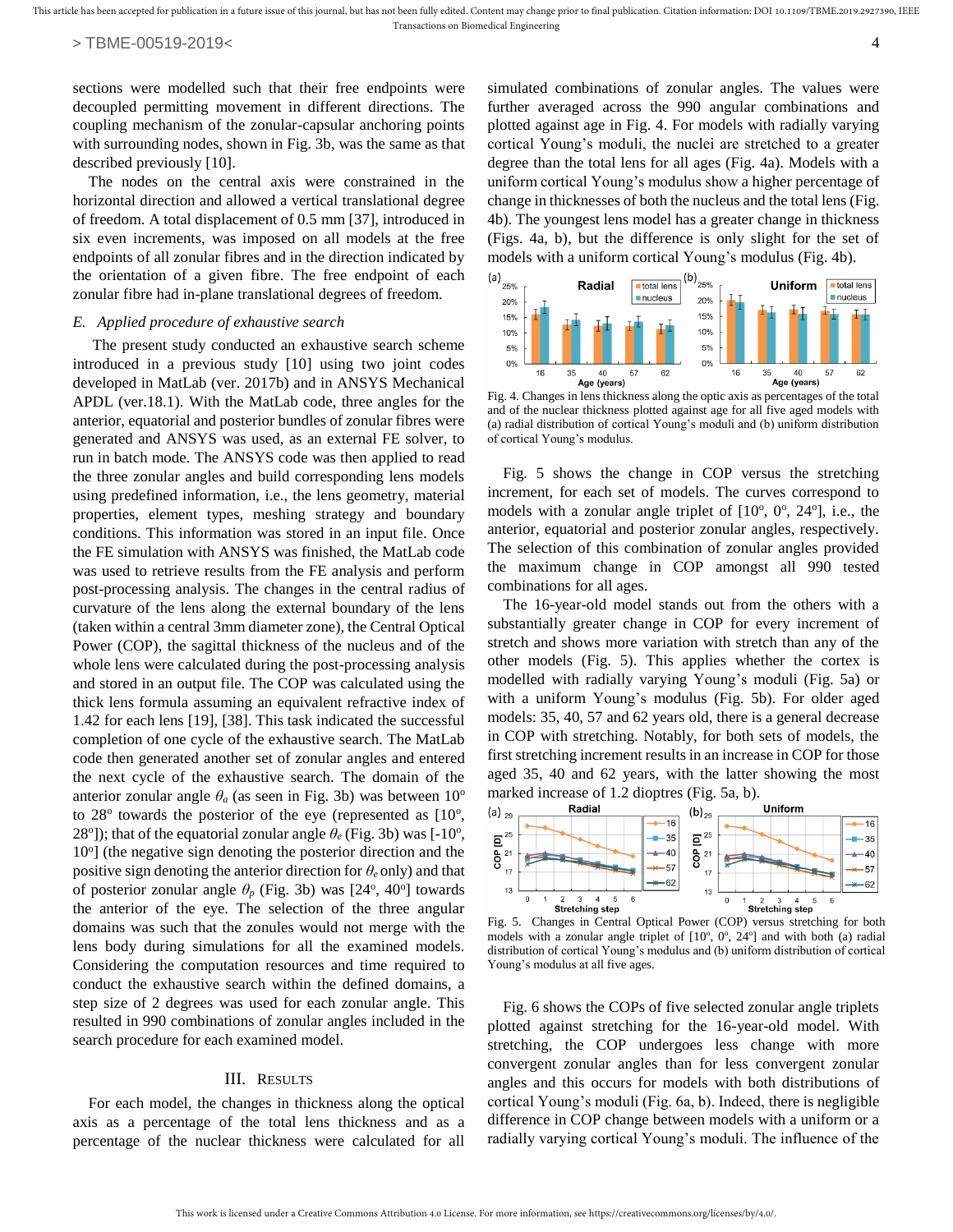sections were modelled such that their free endpoints were decoupled permitting movement in different directions. The coupling mechanism of the zonular-capsular anchoring points with surrounding nodes, shown in Fig. 3b, was the same as that described previously [10].

The nodes on the central axis were constrained in the horizontal direction and allowed a vertical translational degree of freedom. A total displacement of 0.5 mm [37], introduced in six even increments, was imposed on all models at the free endpoints of all zonular fibres and in the direction indicated by the orientation of a given fibre. The free endpoint of each zonular fibre had in-plane translational degrees of freedom.

### *E. Applied procedure of exhaustive search*

The present study conducted an exhaustive search scheme introduced in a previous study [10] using two joint codes developed in MatLab (ver. 2017b) and in ANSYS Mechanical APDL (ver.18.1). With the MatLab code, three angles for the anterior, equatorial and posterior bundles of zonular fibres were generated and ANSYS was used, as an external FE solver, to run in batch mode. The ANSYS code was then applied to read the three zonular angles and build corresponding lens models using predefined information, i.e., the lens geometry, material properties, element types, meshing strategy and boundary conditions. This information was stored in an input file. Once the FE simulation with ANSYS was finished, the MatLab code was used to retrieve results from the FE analysis and perform post-processing analysis. The changes in the central radius of curvature of the lens along the external boundary of the lens (taken within a central 3mm diameter zone), the Central Optical Power (COP), the sagittal thickness of the nucleus and of the whole lens were calculated during the post-processing analysis and stored in an output file. The COP was calculated using the thick lens formula assuming an equivalent refractive index of 1.42 for each lens [19], [38]. This task indicated the successful completion of one cycle of the exhaustive search. The MatLab code then generated another set of zonular angles and entered the next cycle of the exhaustive search. The domain of the anterior zonular angle $\theta_a$ (as seen in Fig. 3b) was between 10$^o$ to 28$^o$ towards the posterior of the eye (represented as [10$^o$, 28$^o$]); that of the equatorial zonular angle $\theta_e$ (Fig. 3b) was [-10$^o$, 10$^o$] (the negative sign denoting the posterior direction and the positive sign denoting the anterior direction for $\theta_e$ only) and that of posterior zonular angle $\theta_p$ (Fig. 3b) was [24$^o$, 40$^o$] towards the anterior of the eye. The selection of the three angular domains was such that the zonules would not merge with the lens body during simulations for all the examined models. Considering the computation resources and time required to conduct the exhaustive search within the defined domains, a step size of 2 degrees was used for each zonular angle. This resulted in 990 combinations of zonular angles included in the search procedure for each examined model.

## III. Results

For each model, the changes in thickness along the optical axis as a percentage of the total lens thickness and as a percentage of the nuclear thickness were calculated for all simulated combinations of zonular angles. The values were further averaged across the 990 angular combinations and plotted against age in Fig. 4. For models with radially varying cortical Young's moduli, the nuclei are stretched to a greater degree than the total lens for all ages (Fig. 4a). Models with a uniform cortical Young's modulus show a higher percentage of change in thicknesses of both the nucleus and the total lens (Fig. 4b). The youngest lens model has a greater change in thickness (Figs. 4a, b), but the difference is only slight for the set of models with a uniform cortical Young's modulus (Fig. 4b).

Fig. 4. Changes in lens thickness along the optic axis as percentages of the total and of the nuclear thickness plotted against age for all five aged models with (a) radial distribution of cortical Young's moduli and (b) uniform distribution of cortical Young's modulus.

Fig. 5 shows the change in COP versus the stretching increment, for each set of models. The curves correspond to models with a zonular angle triplet of [10$^o$, 0$^o$, 24$^o$], i.e., the anterior, equatorial and posterior zonular angles, respectively. The selection of this combination of zonular angles provided the maximum change in COP amongst all 990 tested combinations for all ages.

The 16-year-old model stands out from the others with a substantially greater change in COP for every increment of stretch and shows more variation with stretch than any of the other models (Fig. 5). This applies whether the cortex is modelled with radially varying Young's moduli (Fig. 5a) or with a uniform Young's modulus (Fig. 5b). For older aged models: 35, 40, 57 and 62 years old, there is a general decrease in COP with stretching. Notably, for both sets of models, the first stretching increment results in an increase in COP for those aged 35, 40 and 62 years, with the latter showing the most marked increase of 1.2 dioptres (Fig. 5a, b).

Fig. 5. Changes in Central Optical Power (COP) versus stretching for both models with a zonular angle triplet of [10$^o$, 0$^o$, 24$^o$] and with both (a) radial distribution of cortical Young's modulus and (b) uniform distribution of cortical Young's modulus at all five ages.

Fig. 6 shows the COPs of five selected zonular angle triplets plotted against stretching for the 16-year-old model. With stretching, the COP undergoes less change with more convergent zonular angles than for less convergent zonular angles and this occurs for models with both distributions of cortical Young's moduli (Fig. 6a, b). Indeed, there is negligible difference in COP change between models with a uniform or a radially varying cortical Young's moduli. The influence of the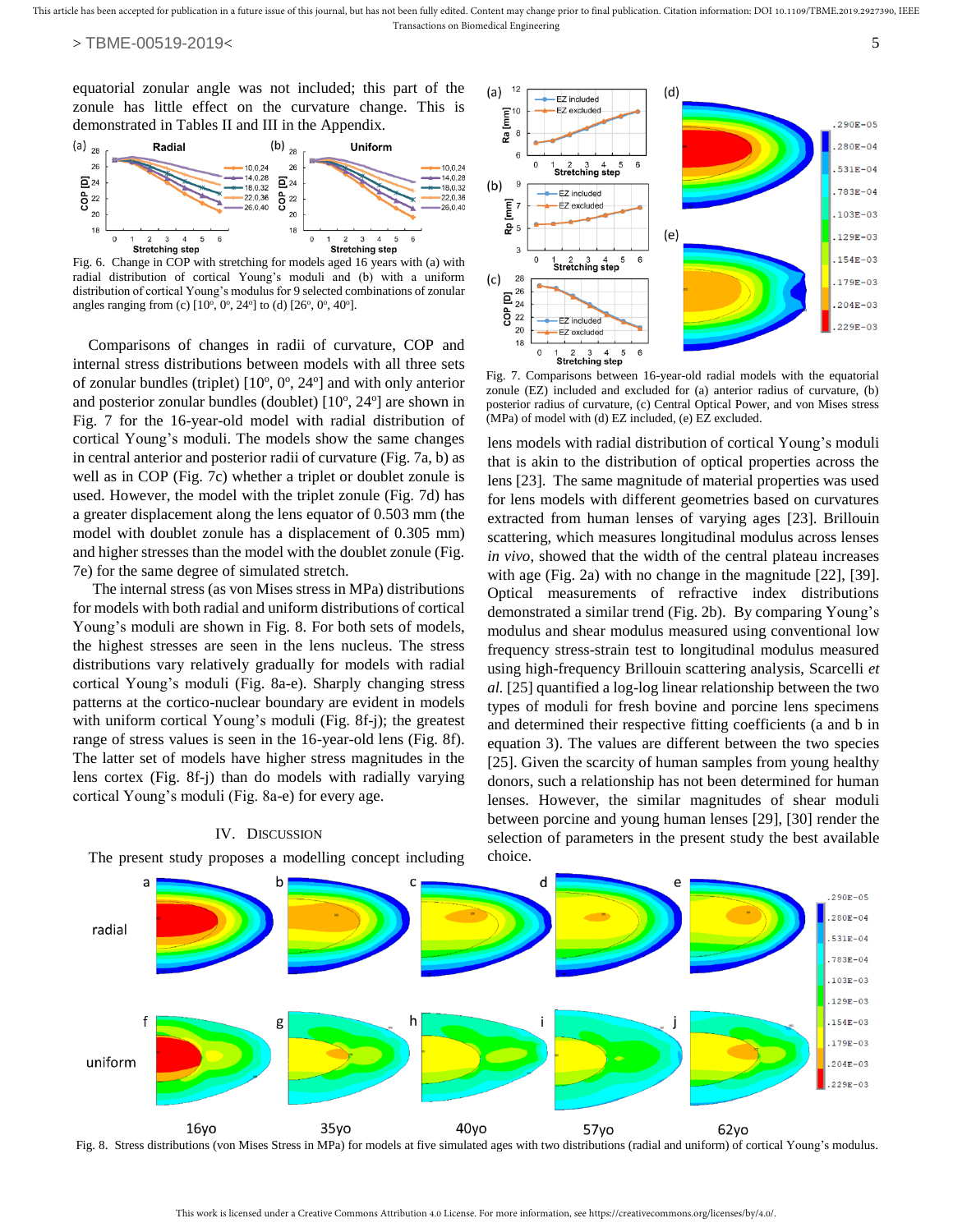equatorial zonular angle was not included; this part of the zonule has little effect on the curvature change. This is demonstrated in Tables II and III in the Appendix.

Fig. 6. Change in COP with stretching for models aged 16 years with (a) with radial distribution of cortical Young's moduli and (b) with a uniform distribution of cortical Young's modulus for 9 selected combinations of zonular angles ranging from (c) [10°, 0°, 24°] to (d) [26°, 0°, 40°].

Comparisons of changes in radii of curvature, COP and internal stress distributions between models with all three sets of zonular bundles (triplet) [10°, 0°, 24°] and with only anterior and posterior zonular bundles (doublet) [10°, 24°] are shown in Fig. 7 for the 16-year-old model with radial distribution of cortical Young's moduli. The models show the same changes in central anterior and posterior radii of curvature (Fig. 7a, b) as well as in COP (Fig. 7c) whether a triplet or doublet zonule is used. However, the model with the triplet zonule (Fig. 7d) has a greater displacement along the lens equator of 0.503 mm (the model with doublet zonule has a displacement of 0.305 mm) and higher stresses than the model with the doublet zonule (Fig. 7e) for the same degree of simulated stretch.

The internal stress (as von Mises stress in MPa) distributions for models with both radial and uniform distributions of cortical Young's moduli are shown in Fig. 8. For both sets of models, the highest stresses are seen in the lens nucleus. The stress distributions vary relatively gradually for models with radial cortical Young's moduli (Fig. 8a-e). Sharply changing stress patterns at the cortico-nuclear boundary are evident in models with uniform cortical Young's moduli (Fig. 8f-j); the greatest range of stress values is seen in the 16-year-old lens (Fig. 8f). The latter set of models have higher stress magnitudes in the lens cortex (Fig. 8f-j) than do models with radially varying cortical Young's moduli (Fig. 8a-e) for every age.

## IV. Discussion

The present study proposes a modelling concept including lens models with radial distribution of cortical Young's moduli that is akin to the distribution of optical properties across the lens [23]. The same magnitude of material properties was used for lens models with different geometries based on curvatures extracted from human lenses of varying ages [23]. Brillouin scattering, which measures longitudinal modulus across lenses *in vivo*, showed that the width of the central plateau increases with age (Fig. 2a) with no change in the magnitude [22], [39]. Optical measurements of refractive index distributions demonstrated a similar trend (Fig. 2b). By comparing Young's modulus and shear modulus measured using conventional low frequency stress-strain test to longitudinal modulus measured using high-frequency Brillouin scattering analysis, Scarcelli *et al.* [25] quantified a log-log linear relationship between the two types of moduli for fresh bovine and porcine lens specimens and determined their respective fitting coefficients (a and b in equation 3). The values are different between the two species [25]. Given the scarcity of human samples from young healthy donors, such a relationship has not been determined for human lenses. However, the similar magnitudes of shear moduli between porcine and young human lenses [29], [30] render the selection of parameters in the present study the best available choice.

Fig. 7. Comparisons between 16-year-old radial models with the equatorial zonule (EZ) included and excluded for (a) anterior radius of curvature, (b) posterior radius of curvature, (c) Central Optical Power, and von Mises stress (MPa) of model with (d) EZ included, (e) EZ excluded.

Fig. 8. Stress distributions (von Mises Stress in MPa) for models at five simulated ages with two distributions (radial and uniform) of cortical Young's modulus.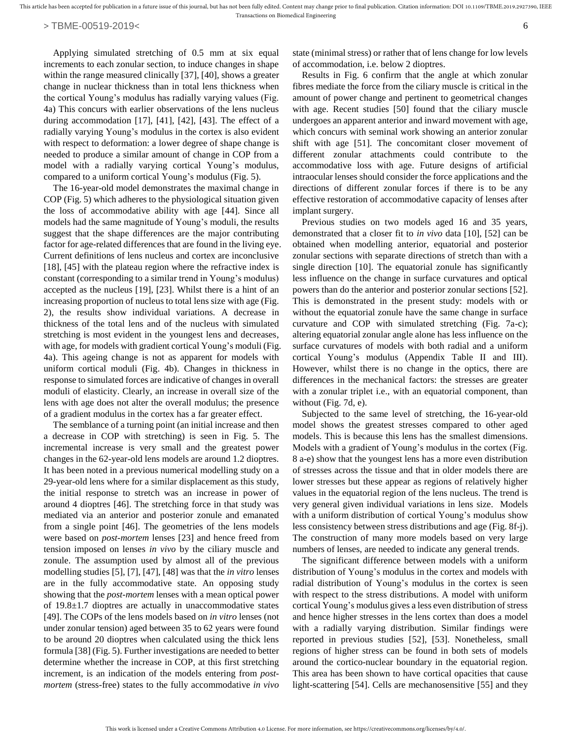Applying simulated stretching of 0.5 mm at six equal increments to each zonular section, to induce changes in shape within the range measured clinically [37], [40], shows a greater change in nuclear thickness than in total lens thickness when the cortical Young's modulus has radially varying values (Fig. 4a) This concurs with earlier observations of the lens nucleus during accommodation [17], [41], [42], [43]. The effect of a radially varying Young's modulus in the cortex is also evident with respect to deformation: a lower degree of shape change is needed to produce a similar amount of change in COP from a model with a radially varying cortical Young's modulus, compared to a uniform cortical Young's modulus (Fig. 5).

The 16-year-old model demonstrates the maximal change in COP (Fig. 5) which adheres to the physiological situation given the loss of accommodative ability with age [44]. Since all models had the same magnitude of Young's moduli, the results suggest that the shape differences are the major contributing factor for age-related differences that are found in the living eye. Current definitions of lens nucleus and cortex are inconclusive [18], [45] with the plateau region where the refractive index is constant (corresponding to a similar trend in Young's modulus) accepted as the nucleus [19], [23]. Whilst there is a hint of an increasing proportion of nucleus to total lens size with age (Fig. 2), the results show individual variations. A decrease in thickness of the total lens and of the nucleus with simulated stretching is most evident in the youngest lens and decreases, with age, for models with gradient cortical Young's moduli (Fig. 4a). This ageing change is not as apparent for models with uniform cortical moduli (Fig. 4b). Changes in thickness in response to simulated forces are indicative of changes in overall moduli of elasticity. Clearly, an increase in overall size of the lens with age does not alter the overall modulus; the presence of a gradient modulus in the cortex has a far greater effect.

The semblance of a turning point (an initial increase and then a decrease in COP with stretching) is seen in Fig. 5. The incremental increase is very small and the greatest power changes in the 62-year-old lens models are around 1.2 dioptres. It has been noted in a previous numerical modelling study on a 29-year-old lens where for a similar displacement as this study, the initial response to stretch was an increase in power of around 4 dioptres [46]. The stretching force in that study was mediated via an anterior and posterior zonule and emanated from a single point [46]. The geometries of the lens models were based on *post-mortem* lenses [23] and hence freed from tension imposed on lenses *in vivo* by the ciliary muscle and zonule. The assumption used by almost all of the previous modelling studies [5], [7], [47], [48] was that the *in vitro* lenses are in the fully accommodative state. An opposing study showing that the *post-mortem* lenses with a mean optical power of 19.8±1.7 dioptres are actually in unaccommodative states [49]. The COPs of the lens models based on *in vitro* lenses (not under zonular tension) aged between 35 to 62 years were found to be around 20 dioptres when calculated using the thick lens formula [38] (Fig. 5). Further investigations are needed to better determine whether the increase in COP, at this first stretching increment, is an indication of the models entering from *post-mortem* (stress-free) states to the fully accommodative *in vivo* state (minimal stress) or rather that of lens change for low levels of accommodation, i.e. below 2 dioptres.

Results in Fig. 6 confirm that the angle at which zonular fibres mediate the force from the ciliary muscle is critical in the amount of power change and pertinent to geometrical changes with age. Recent studies [50] found that the ciliary muscle undergoes an apparent anterior and inward movement with age, which concurs with seminal work showing an anterior zonular shift with age [51]. The concomitant closer movement of different zonular attachments could contribute to the accommodative loss with age. Future designs of artificial intraocular lenses should consider the force applications and the directions of different zonular forces if there is to be any effective restoration of accommodative capacity of lenses after implant surgery.

Previous studies on two models aged 16 and 35 years, demonstrated that a closer fit to *in vivo* data [10], [52] can be obtained when modelling anterior, equatorial and posterior zonular sections with separate directions of stretch than with a single direction [10]. The equatorial zonule has significantly less influence on the change in surface curvatures and optical powers than do the anterior and posterior zonular sections [52]. This is demonstrated in the present study: models with or without the equatorial zonule have the same change in surface curvature and COP with simulated stretching (Fig. 7a-c); altering equatorial zonular angle alone has less influence on the surface curvatures of models with both radial and a uniform cortical Young's modulus (Appendix Table II and III). However, whilst there is no change in the optics, there are differences in the mechanical factors: the stresses are greater with a zonular triplet i.e., with an equatorial component, than without (Fig. 7d, e).

Subjected to the same level of stretching, the 16-year-old model shows the greatest stresses compared to other aged models. This is because this lens has the smallest dimensions. Models with a gradient of Young's modulus in the cortex (Fig. 8 a-e) show that the youngest lens has a more even distribution of stresses across the tissue and that in older models there are lower stresses but these appear as regions of relatively higher values in the equatorial region of the lens nucleus. The trend is very general given individual variations in lens size. Models with a uniform distribution of cortical Young's modulus show less consistency between stress distributions and age (Fig. 8f-j). The construction of many more models based on very large numbers of lenses, are needed to indicate any general trends.

The significant difference between models with a uniform distribution of Young's modulus in the cortex and models with radial distribution of Young's modulus in the cortex is seen with respect to the stress distributions. A model with uniform cortical Young's modulus gives a less even distribution of stress and hence higher stresses in the lens cortex than does a model with a radially varying distribution. Similar findings were reported in previous studies [52], [53]. Nonetheless, small regions of higher stress can be found in both sets of models around the cortico-nuclear boundary in the equatorial region. This area has been shown to have cortical opacities that cause light-scattering [54]. Cells are mechanosensitive [55] and they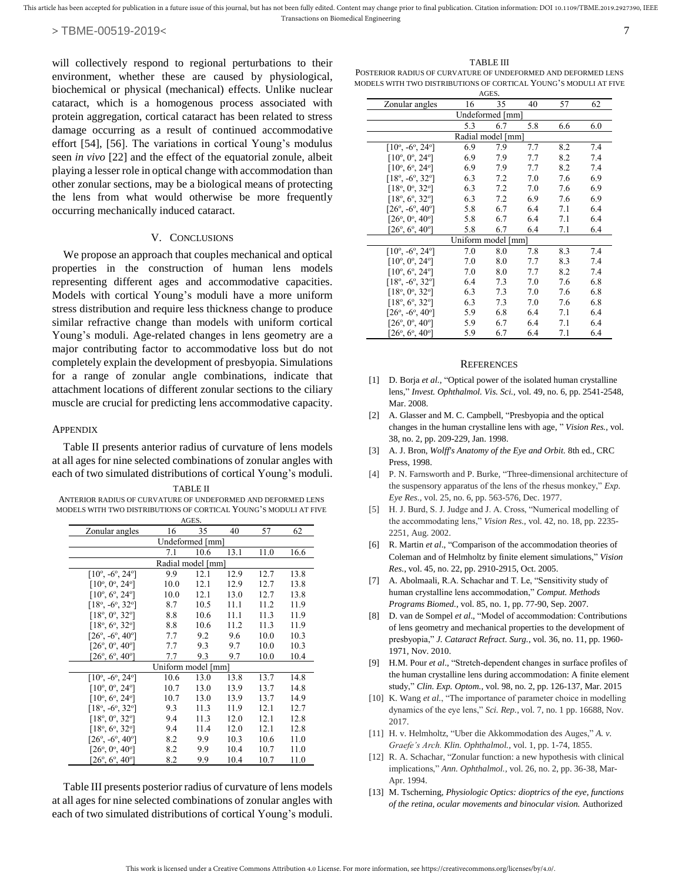will collectively respond to regional perturbations to their environment, whether these are caused by physiological, biochemical or physical (mechanical) effects. Unlike nuclear cataract, which is a homogenous process associated with protein aggregation, cortical cataract has been related to stress damage occurring as a result of continued accommodative effort [54], [56]. The variations in cortical Young's modulus seen *in vivo* [22] and the effect of the equatorial zonule, albeit playing a lesser role in optical change with accommodation than other zonular sections, may be a biological means of protecting the lens from what would otherwise be more frequently occurring mechanically induced cataract.

## V. Conclusions

We propose an approach that couples mechanical and optical properties in the construction of human lens models representing different ages and accommodative capacities. Models with cortical Young's moduli have a more uniform stress distribution and require less thickness change to produce similar refractive change than models with uniform cortical Young's moduli. Age-related changes in lens geometry are a major contributing factor to accommodative loss but do not completely explain the development of presbyopia. Simulations for a range of zonular angle combinations, indicate that attachment locations of different zonular sections to the ciliary muscle are crucial for predicting lens accommodative capacity.

## Appendix

Table II presents anterior radius of curvature of lens models at all ages for nine selected combinations of zonular angles with each of two simulated distributions of cortical Young's moduli.

TABLE II
ANTERIOR RADIUS OF CURVATURE OF UNDEFORMED AND DEFORMED LENS MODELS WITH TWO DISTRIBUTIONS OF CORTICAL YOUNG'S MODULI AT FIVE AGES.

| Zonular angles | 16 | 35 | 40 | 57 | 62 |
|---|---|---|---|---|---|
| Undeformed [mm] | | | | | |
| | 7.1 | 10.6 | 13.1 | 11.0 | 16.6 |
| Radial model [mm] | | | | | |
| [10°, -6°, 24°] | 9.9 | 12.1 | 12.9 | 12.7 | 13.8 |
| [10°, 0°, 24°] | 10.0 | 12.1 | 12.9 | 12.7 | 13.8 |
| [10°, 6°, 24°] | 10.0 | 12.1 | 13.0 | 12.7 | 13.8 |
| [18°, -6°, 32°] | 8.7 | 10.5 | 11.1 | 11.2 | 11.9 |
| [18°, 0°, 32°] | 8.8 | 10.6 | 11.1 | 11.3 | 11.9 |
| [18°, 6°, 32°] | 8.8 | 10.6 | 11.2 | 11.3 | 11.9 |
| [26°, -6°, 40°] | 7.7 | 9.2 | 9.6 | 10.0 | 10.3 |
| [26°, 0°, 40°] | 7.7 | 9.3 | 9.7 | 10.0 | 10.3 |
| [26°, 6°, 40°] | 7.7 | 9.3 | 9.7 | 10.0 | 10.4 |
| Uniform model [mm] | | | | | |
| [10°, -6°, 24°] | 10.6 | 13.0 | 13.8 | 13.7 | 14.8 |
| [10°, 0°, 24°] | 10.7 | 13.0 | 13.9 | 13.7 | 14.8 |
| [10°, 6°, 24°] | 10.7 | 13.0 | 13.9 | 13.7 | 14.9 |
| [18°, -6°, 32°] | 9.3 | 11.3 | 11.9 | 12.1 | 12.7 |
| [18°, 0°, 32°] | 9.4 | 11.3 | 12.0 | 12.1 | 12.8 |
| [18°, 6°, 32°] | 9.4 | 11.4 | 12.0 | 12.1 | 12.8 |
| [26°, -6°, 40°] | 8.2 | 9.9 | 10.3 | 10.6 | 11.0 |
| [26°, 0°, 40°] | 8.2 | 9.9 | 10.4 | 10.7 | 11.0 |
| [26°, 6°, 40°] | 8.2 | 9.9 | 10.4 | 10.7 | 11.0 |

Table III presents posterior radius of curvature of lens models at all ages for nine selected combinations of zonular angles with each of two simulated distributions of cortical Young's moduli.

TABLE III
POSTERIOR RADIUS OF CURVATURE OF UNDEFORMED AND DEFORMED LENS MODELS WITH TWO DISTRIBUTIONS OF CORTICAL YOUNG'S MODULI AT FIVE AGES.

| Zonular angles | 16 | 35 | 40 | 57 | 62 |
|---|---|---|---|---|---|
| Undeformed [mm] | | | | | |
| | 5.3 | 6.7 | 5.8 | 6.6 | 6.0 |
| Radial model [mm] | | | | | |
| [10°, -6°, 24°] | 6.9 | 7.9 | 7.7 | 8.2 | 7.4 |
| [10°, 0°, 24°] | 6.9 | 7.9 | 7.7 | 8.2 | 7.4 |
| [10°, 6°, 24°] | 6.9 | 7.9 | 7.7 | 8.2 | 7.4 |
| [18°, -6°, 32°] | 6.3 | 7.2 | 7.0 | 7.6 | 6.9 |
| [18°, 0°, 32°] | 6.3 | 7.2 | 7.0 | 7.6 | 6.9 |
| [18°, 6°, 32°] | 6.3 | 7.2 | 6.9 | 7.6 | 6.9 |
| [26°, -6°, 40°] | 5.8 | 6.7 | 6.4 | 7.1 | 6.4 |
| [26°, 0°, 40°] | 5.8 | 6.7 | 6.4 | 7.1 | 6.4 |
| [26°, 6°, 40°] | 5.8 | 6.7 | 6.4 | 7.1 | 6.4 |
| Uniform model [mm] | | | | | |
| [10°, -6°, 24°] | 7.0 | 8.0 | 7.8 | 8.3 | 7.4 |
| [10°, 0°, 24°] | 7.0 | 8.0 | 7.7 | 8.3 | 7.4 |
| [10°, 6°, 24°] | 7.0 | 8.0 | 7.7 | 8.2 | 7.4 |
| [18°, -6°, 32°] | 6.4 | 7.3 | 7.0 | 7.6 | 6.8 |
| [18°, 0°, 32°] | 6.3 | 7.3 | 7.0 | 7.6 | 6.8 |
| [18°, 6°, 32°] | 6.3 | 7.3 | 7.0 | 7.6 | 6.8 |
| [26°, -6°, 40°] | 5.9 | 6.8 | 6.4 | 7.1 | 6.4 |
| [26°, 0°, 40°] | 5.9 | 6.7 | 6.4 | 7.1 | 6.4 |
| [26°, 6°, 40°] | 5.9 | 6.7 | 6.4 | 7.1 | 6.4 |

## References

[1] D. Borja *et al.*, "Optical power of the isolated human crystalline lens," *Invest. Ophthalmol. Vis. Sci.*, vol. 49, no. 6, pp. 2541-2548, Mar. 2008.

[2] A. Glasser and M. C. Campbell, "Presbyopia and the optical changes in the human crystalline lens with age, " *Vision Res.*, vol. 38, no. 2, pp. 209-229, Jan. 1998.

[3] A. J. Bron, *Wolff's Anatomy of the Eye and Orbit.* 8th ed., CRC Press, 1998.

[4] P. N. Farnsworth and P. Burke, "Three-dimensional architecture of the suspensory apparatus of the lens of the rhesus monkey," *Exp. Eye Res.*, vol. 25, no. 6, pp. 563-576, Dec. 1977.

[5] H. J. Burd, S. J. Judge and J. A. Cross, "Numerical modelling of the accommodating lens," *Vision Res.*, vol. 42, no. 18, pp. 2235-2251, Aug. 2002.

[6] R. Martin *et al*., "Comparison of the accommodation theories of Coleman and of Helmholtz by finite element simulations," *Vision Res.*, vol. 45, no. 22, pp. 2910-2915, Oct. 2005.

[7] A. Abolmaali, R.A. Schachar and T. Le, "Sensitivity study of human crystalline lens accommodation," *Comput. Methods Programs Biomed.*, vol. 85, no. 1, pp. 77-90, Sep. 2007.

[8] D. van de Sompel *et al*., "Model of accommodation: Contributions of lens geometry and mechanical properties to the development of presbyopia," *J. Cataract Refract. Surg.*, vol. 36, no. 11, pp. 1960-1971, Nov. 2010.

[9] H.M. Pour *et al*., "Stretch-dependent changes in surface profiles of the human crystalline lens during accommodation: A finite element study," *Clin. Exp. Optom.*, vol. 98, no. 2, pp. 126-137, Mar. 2015

[10] K. Wang *et al.*, "The importance of parameter choice in modelling dynamics of the eye lens," *Sci. Rep.*, vol. 7, no. 1 pp. 16688, Nov. 2017.

[11] H. v. Helmholtz, "Uber die Akkommodation des Auges," *A. v. Graefe's Arch. Klin. Ophthalmol.*, vol. 1, pp. 1-74, 1855.

[12] R. A. Schachar, "Zonular function: a new hypothesis with clinical implications," *Ann. Ophthalmol.*, vol. 26, no. 2, pp. 36-38, Mar-Apr. 1994.

[13] M. Tscherning, *Physiologic Optics: dioptrics of the eye, functions of the retina, ocular movements and binocular vision.* Authorized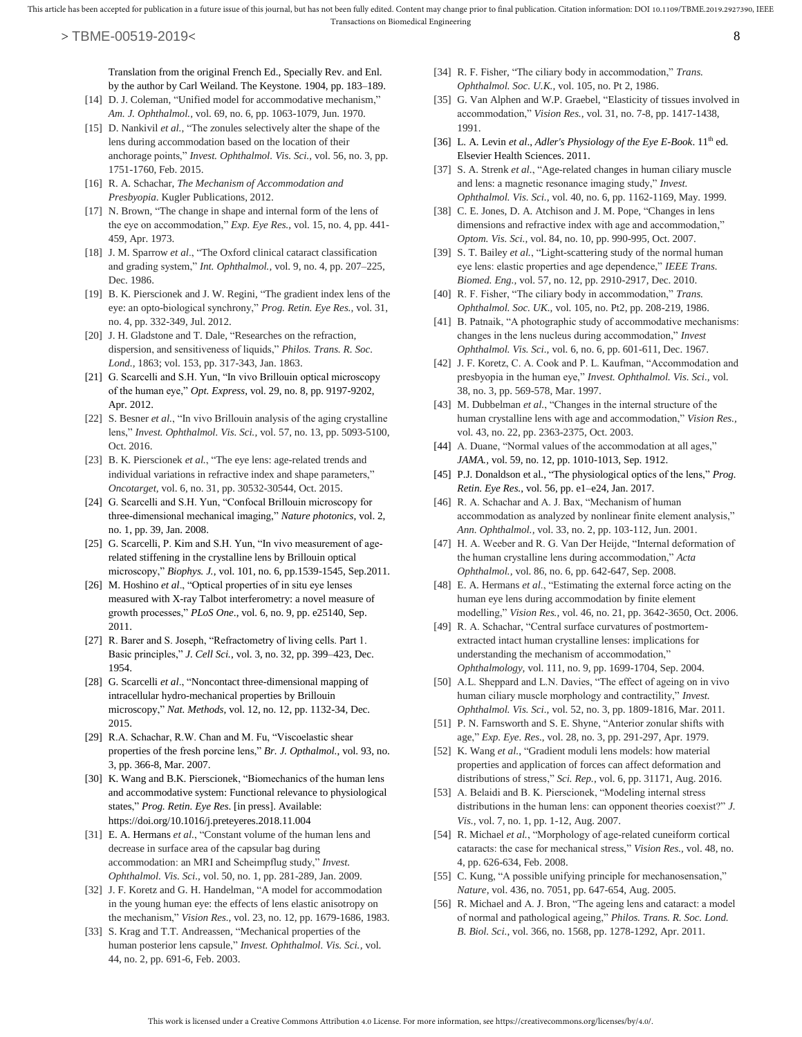Translation from the original French Ed., Specially Rev. and Enl. by the author by Carl Weiland. The Keystone. 1904, pp. 183–189.

[14] D. J. Coleman, "Unified model for accommodative mechanism," *Am. J. Ophthalmol.*, vol. 69, no. 6, pp. 1063-1079, Jun. 1970.

[15] D. Nankivil *et al.*, "The zonules selectively alter the shape of the lens during accommodation based on the location of their anchorage points," *Invest. Ophthalmol. Vis. Sci.*, vol. 56, no. 3, pp. 1751-1760, Feb. 2015.

[16] R. A. Schachar, *The Mechanism of Accommodation and Presbyopia*. Kugler Publications, 2012.

[17] N. Brown, "The change in shape and internal form of the lens of the eye on accommodation," *Exp. Eye Res.*, vol. 15, no. 4, pp. 441-459, Apr. 1973.

[18] J. M. Sparrow *et al*., "The Oxford clinical cataract classification and grading system," *Int. Ophthalmol.*, vol. 9, no. 4, pp. 207–225, Dec. 1986.

[19] B. K. Pierscionek and J. W. Regini, "The gradient index lens of the eye: an opto-biological synchrony," *Prog. Retin. Eye Res.*, vol. 31, no. 4, pp. 332-349, Jul. 2012.

[20] J. H. Gladstone and T. Dale, "Researches on the refraction, dispersion, and sensitiveness of liquids," *Philos. Trans. R. Soc. Lond.*, 1863; vol. 153, pp. 317-343, Jan. 1863.

[21] G. Scarcelli and S.H. Yun, "In vivo Brillouin optical microscopy of the human eye," *Opt. Express*, vol. 29, no. 8, pp. 9197-9202, Apr. 2012.

[22] S. Besner *et al.*, "In vivo Brillouin analysis of the aging crystalline lens," *Invest. Ophthalmol. Vis. Sci.*, vol. 57, no. 13, pp. 5093-5100, Oct. 2016.

[23] B. K. Pierscionek *et al.*, "The eye lens: age-related trends and individual variations in refractive index and shape parameters," *Oncotarget*, vol. 6, no. 31, pp. 30532-30544, Oct. 2015.

[24] G. Scarcelli and S.H. Yun, "Confocal Brillouin microscopy for three-dimensional mechanical imaging," *Nature photonics*, vol. 2, no. 1, pp. 39, Jan. 2008.

[25] G. Scarcelli, P. Kim and S.H. Yun, "In vivo measurement of age-related stiffening in the crystalline lens by Brillouin optical microscopy," *Biophys. J.*, vol. 101, no. 6, pp.1539-1545, Sep.2011.

[26] M. Hoshino *et al*., "Optical properties of in situ eye lenses measured with X-ray Talbot interferometry: a novel measure of growth processes," *PLoS One*., vol. 6, no. 9, pp. e25140, Sep. 2011.

[27] R. Barer and S. Joseph, "Refractometry of living cells. Part 1. Basic principles," *J. Cell Sci.*, vol. 3, no. 32, pp. 399–423, Dec. 1954.

[28] G. Scarcelli *et al*., "Noncontact three-dimensional mapping of intracellular hydro-mechanical properties by Brillouin microscopy," *Nat. Methods*, vol. 12, no. 12, pp. 1132-34, Dec. 2015.

[29] R.A. Schachar, R.W. Chan and M. Fu, "Viscoelastic shear properties of the fresh porcine lens," *Br. J. Opthalmol.*, vol. 93, no. 3, pp. 366-8, Mar. 2007.

[30] K. Wang and B.K. Pierscionek, "Biomechanics of the human lens and accommodative system: Functional relevance to physiological states," *Prog. Retin. Eye Res*. [in press]. Available: https://doi.org/10.1016/j.preteyeres.2018.11.004

[31] E. A. Hermans *et al.*, "Constant volume of the human lens and decrease in surface area of the capsular bag during accommodation: an MRI and Scheimpflug study," *Invest. Ophthalmol. Vis. Sci.*, vol. 50, no. 1, pp. 281-289, Jan. 2009.

[32] J. F. Koretz and G. H. Handelman, "A model for accommodation in the young human eye: the effects of lens elastic anisotropy on the mechanism," *Vision Res.*, vol. 23, no. 12, pp. 1679-1686, 1983.

[33] S. Krag and T.T. Andreassen, "Mechanical properties of the human posterior lens capsule," *Invest. Ophthalmol. Vis. Sci.*, vol. 44, no. 2, pp. 691-6, Feb. 2003.

[34] R. F. Fisher, "The ciliary body in accommodation," *Trans. Ophthalmol. Soc. U.K.*, vol. 105, no. Pt 2, 1986.

[35] G. Van Alphen and W.P. Graebel, "Elasticity of tissues involved in accommodation," *Vision Res.*, vol. 31, no. 7-8, pp. 1417-1438, 1991.

[36] L. A. Levin *et al*., *Adler's Physiology of the Eye E-Book*. 11th ed. Elsevier Health Sciences. 2011.

[37] S. A. Strenk *et al*., "Age-related changes in human ciliary muscle and lens: a magnetic resonance imaging study," *Invest. Ophthalmol. Vis. Sci.*, vol. 40, no. 6, pp. 1162-1169, May. 1999.

[38] C. E. Jones, D. A. Atchison and J. M. Pope, "Changes in lens dimensions and refractive index with age and accommodation," *Optom. Vis. Sci.*, vol. 84, no. 10, pp. 990-995, Oct. 2007.

[39] S. T. Bailey *et al.*, "Light-scattering study of the normal human eye lens: elastic properties and age dependence," *IEEE Trans. Biomed. Eng.*, vol. 57, no. 12, pp. 2910-2917, Dec. 2010.

[40] R. F. Fisher, "The ciliary body in accommodation," *Trans. Ophthalmol. Soc. UK.*, vol. 105, no. Pt2, pp. 208-219, 1986.

[41] B. Patnaik, "A photographic study of accommodative mechanisms: changes in the lens nucleus during accommodation," *Invest Ophthalmol. Vis. Sci*., vol. 6, no. 6, pp. 601-611, Dec. 1967.

[42] J. F. Koretz, C. A. Cook and P. L. Kaufman, "Accommodation and presbyopia in the human eye," *Invest. Ophthalmol. Vis. Sci*., vol. 38, no. 3, pp. 569-578, Mar. 1997.

[43] M. Dubbelman *et al.*, "Changes in the internal structure of the human crystalline lens with age and accommodation," *Vision Res.*, vol. 43, no. 22, pp. 2363-2375, Oct. 2003.

[44] A. Duane, "Normal values of the accommodation at all ages," *JAMA.*, vol. 59, no. 12, pp. 1010-1013, Sep. 1912.

[45] P.J. Donaldson et al., "The physiological optics of the lens," *Prog. Retin. Eye Res.*, vol. 56, pp. e1–e24, Jan. 2017.

[46] R. A. Schachar and A. J. Bax, "Mechanism of human accommodation as analyzed by nonlinear finite element analysis," *Ann. Ophthalmol.*, vol. 33, no. 2, pp. 103-112, Jun. 2001.

[47] H. A. Weeber and R. G. Van Der Heijde, "Internal deformation of the human crystalline lens during accommodation," *Acta Ophthalmol.*, vol. 86, no. 6, pp. 642-647, Sep. 2008.

[48] E. A. Hermans *et al.*, "Estimating the external force acting on the human eye lens during accommodation by finite element modelling," *Vision Res.*, vol. 46, no. 21, pp. 3642-3650, Oct. 2006.

[49] R. A. Schachar, "Central surface curvatures of postmortem-extracted intact human crystalline lenses: implications for understanding the mechanism of accommodation," *Ophthalmology*, vol. 111, no. 9, pp. 1699-1704, Sep. 2004.

[50] A.L. Sheppard and L.N. Davies, "The effect of ageing on in vivo human ciliary muscle morphology and contractility," *Invest. Ophthalmol. Vis. Sci.*, vol. 52, no. 3, pp. 1809-1816, Mar. 2011.

[51] P. N. Farnsworth and S. E. Shyne, "Anterior zonular shifts with age," *Exp. Eye. Res.*, vol. 28, no. 3, pp. 291-297, Apr. 1979.

[52] K. Wang *et al.*, "Gradient moduli lens models: how material properties and application of forces can affect deformation and distributions of stress," *Sci. Rep.*, vol. 6, pp. 31171, Aug. 2016.

[53] A. Belaidi and B. K. Pierscionek, "Modeling internal stress distributions in the human lens: can opponent theories coexist?" *J. Vis.*, vol. 7, no. 1, pp. 1-12, Aug. 2007.

[54] R. Michael *et al.*, "Morphology of age-related cuneiform cortical cataracts: the case for mechanical stress," *Vision Res.*, vol. 48, no. 4, pp. 626-634, Feb. 2008.

[55] C. Kung, "A possible unifying principle for mechanosensation," *Nature*, vol. 436, no. 7051, pp. 647-654, Aug. 2005.

[56] R. Michael and A. J. Bron, "The ageing lens and cataract: a model of normal and pathological ageing," *Philos. Trans. R. Soc. Lond. B. Biol. Sci.*, vol. 366, no. 1568, pp. 1278-1292, Apr. 2011.